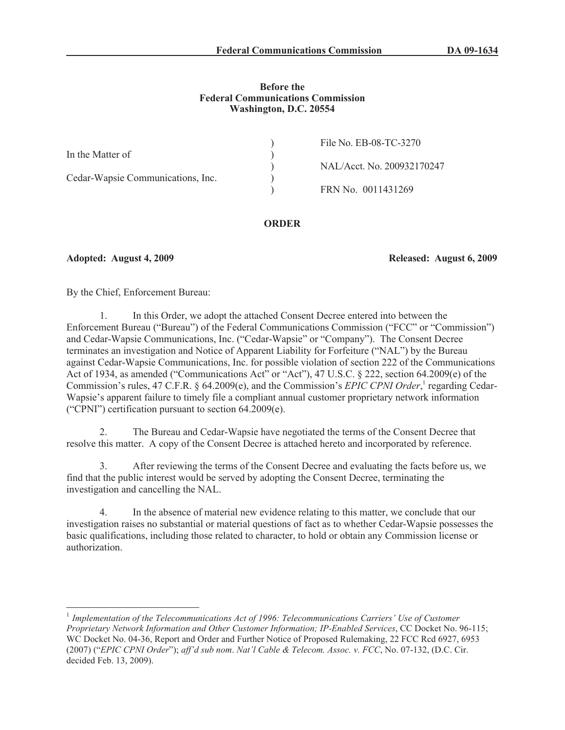**Federal Communications Commission DA 09-1634**

**Before the**
**Federal Communications Commission**
**Washington, D.C. 20554**

| | | |
|---|---|---|
| In the Matter of | ) | File No. EB-08-TC-3270 |
| | ) | NAL/Acct. No. 200932170247 |
| Cedar-Wapsie Communications, Inc. | ) | FRN No. 0011431269 |

**ORDER**

**Adopted: August 4, 2009** **Released: August 6, 2009**

By the Chief, Enforcement Bureau:

1. In this Order, we adopt the attached Consent Decree entered into between the Enforcement Bureau ("Bureau") of the Federal Communications Commission ("FCC" or "Commission") and Cedar-Wapsie Communications, Inc. ("Cedar-Wapsie" or "Company"). The Consent Decree terminates an investigation and Notice of Apparent Liability for Forfeiture ("NAL") by the Bureau against Cedar-Wapsie Communications, Inc. for possible violation of section 222 of the Communications Act of 1934, as amended ("Communications Act" or "Act"), 47 U.S.C. § 222, section 64.2009(e) of the Commission's rules, 47 C.F.R. § 64.2009(e), and the Commission's *EPIC CPNI Order*,[1] regarding Cedar-Wapsie's apparent failure to timely file a compliant annual customer proprietary network information ("CPNI") certification pursuant to section 64.2009(e).

2. The Bureau and Cedar-Wapsie have negotiated the terms of the Consent Decree that resolve this matter. A copy of the Consent Decree is attached hereto and incorporated by reference.

3. After reviewing the terms of the Consent Decree and evaluating the facts before us, we find that the public interest would be served by adopting the Consent Decree, terminating the investigation and cancelling the NAL.

4. In the absence of material new evidence relating to this matter, we conclude that our investigation raises no substantial or material questions of fact as to whether Cedar-Wapsie possesses the basic qualifications, including those related to character, to hold or obtain any Commission license or authorization.

---

[1] *Implementation of the Telecommunications Act of 1996: Telecommunications Carriers' Use of Customer Proprietary Network Information and Other Customer Information; IP-Enabled Services*, CC Docket No. 96-115; WC Docket No. 04-36, Report and Order and Further Notice of Proposed Rulemaking, 22 FCC Rcd 6927, 6953 (2007) ("*EPIC CPNI Order*"); *aff'd sub nom*. *Nat'l Cable & Telecom. Assoc. v. FCC*, No. 07-132, (D.C. Cir. decided Feb. 13, 2009).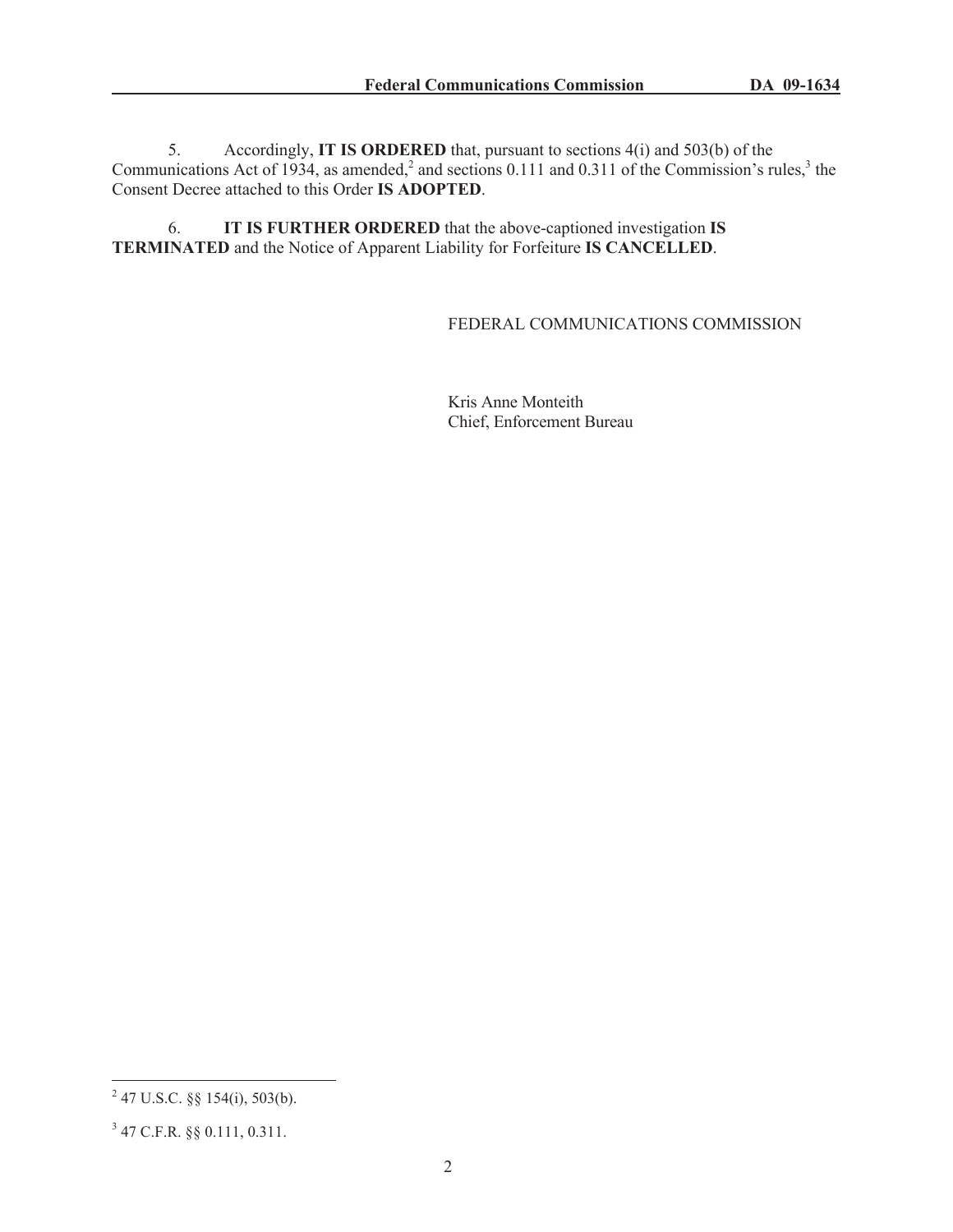5. Accordingly, **IT IS ORDERED** that, pursuant to sections 4(i) and 503(b) of the Communications Act of 1934, as amended,[2] and sections 0.111 and 0.311 of the Commission's rules,[3] the Consent Decree attached to this Order **IS ADOPTED**.

6. **IT IS FURTHER ORDERED** that the above-captioned investigation **IS TERMINATED** and the Notice of Apparent Liability for Forfeiture **IS CANCELLED**.

FEDERAL COMMUNICATIONS COMMISSION

Kris Anne Monteith
Chief, Enforcement Bureau

---

[2] 47 U.S.C. §§ 154(i), 503(b).

[3] 47 C.F.R. §§ 0.111, 0.311.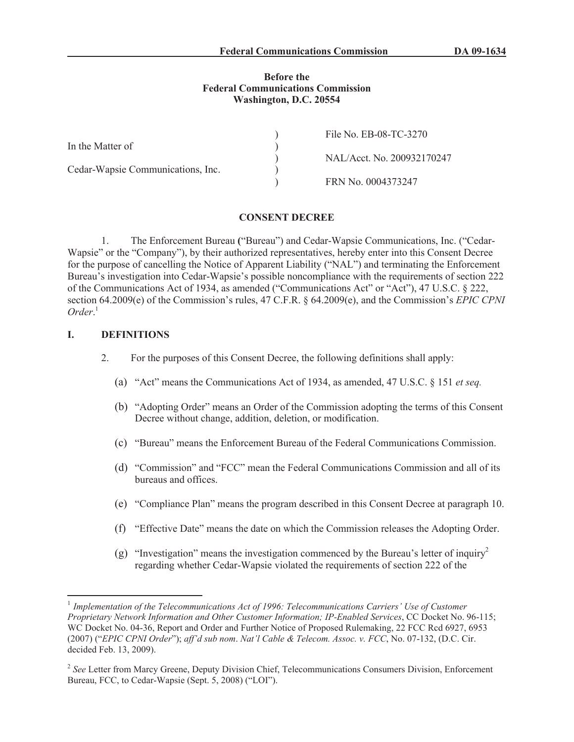**Federal Communications Commission DA 09-1634**

**Before the**
**Federal Communications Commission**
**Washington, D.C. 20554**

| | | |
|---|---|---|
| In the Matter of | ) | File No. EB-08-TC-3270 |
| | ) | NAL/Acct. No. 200932170247 |
| Cedar-Wapsie Communications, Inc. | ) | FRN No. 0004373247 |

**CONSENT DECREE**

1. The Enforcement Bureau ("Bureau") and Cedar-Wapsie Communications, Inc. ("Cedar-Wapsie" or the "Company"), by their authorized representatives, hereby enter into this Consent Decree for the purpose of cancelling the Notice of Apparent Liability ("NAL") and terminating the Enforcement Bureau's investigation into Cedar-Wapsie's possible noncompliance with the requirements of section 222 of the Communications Act of 1934, as amended ("Communications Act" or "Act"), 47 U.S.C. § 222, section 64.2009(e) of the Commission's rules, 47 C.F.R. § 64.2009(e), and the Commission's *EPIC CPNI Order*.[1]

## I. DEFINITIONS

2. For the purposes of this Consent Decree, the following definitions shall apply:

(a) "Act" means the Communications Act of 1934, as amended, 47 U.S.C. § 151 *et seq.*

(b) "Adopting Order" means an Order of the Commission adopting the terms of this Consent Decree without change, addition, deletion, or modification.

(c) "Bureau" means the Enforcement Bureau of the Federal Communications Commission.

(d) "Commission" and "FCC" mean the Federal Communications Commission and all of its bureaus and offices.

(e) "Compliance Plan" means the program described in this Consent Decree at paragraph 10.

(f) "Effective Date" means the date on which the Commission releases the Adopting Order.

(g) "Investigation" means the investigation commenced by the Bureau's letter of inquiry[2] regarding whether Cedar-Wapsie violated the requirements of section 222 of the

---

[1] *Implementation of the Telecommunications Act of 1996: Telecommunications Carriers' Use of Customer Proprietary Network Information and Other Customer Information; IP-Enabled Services*, CC Docket No. 96-115; WC Docket No. 04-36, Report and Order and Further Notice of Proposed Rulemaking, 22 FCC Rcd 6927, 6953 (2007) ("*EPIC CPNI Order*"); *aff'd sub nom*. *Nat'l Cable & Telecom. Assoc. v. FCC*, No. 07-132, (D.C. Cir. decided Feb. 13, 2009).

[2] *See* Letter from Marcy Greene, Deputy Division Chief, Telecommunications Consumers Division, Enforcement Bureau, FCC, to Cedar-Wapsie (Sept. 5, 2008) ("LOI").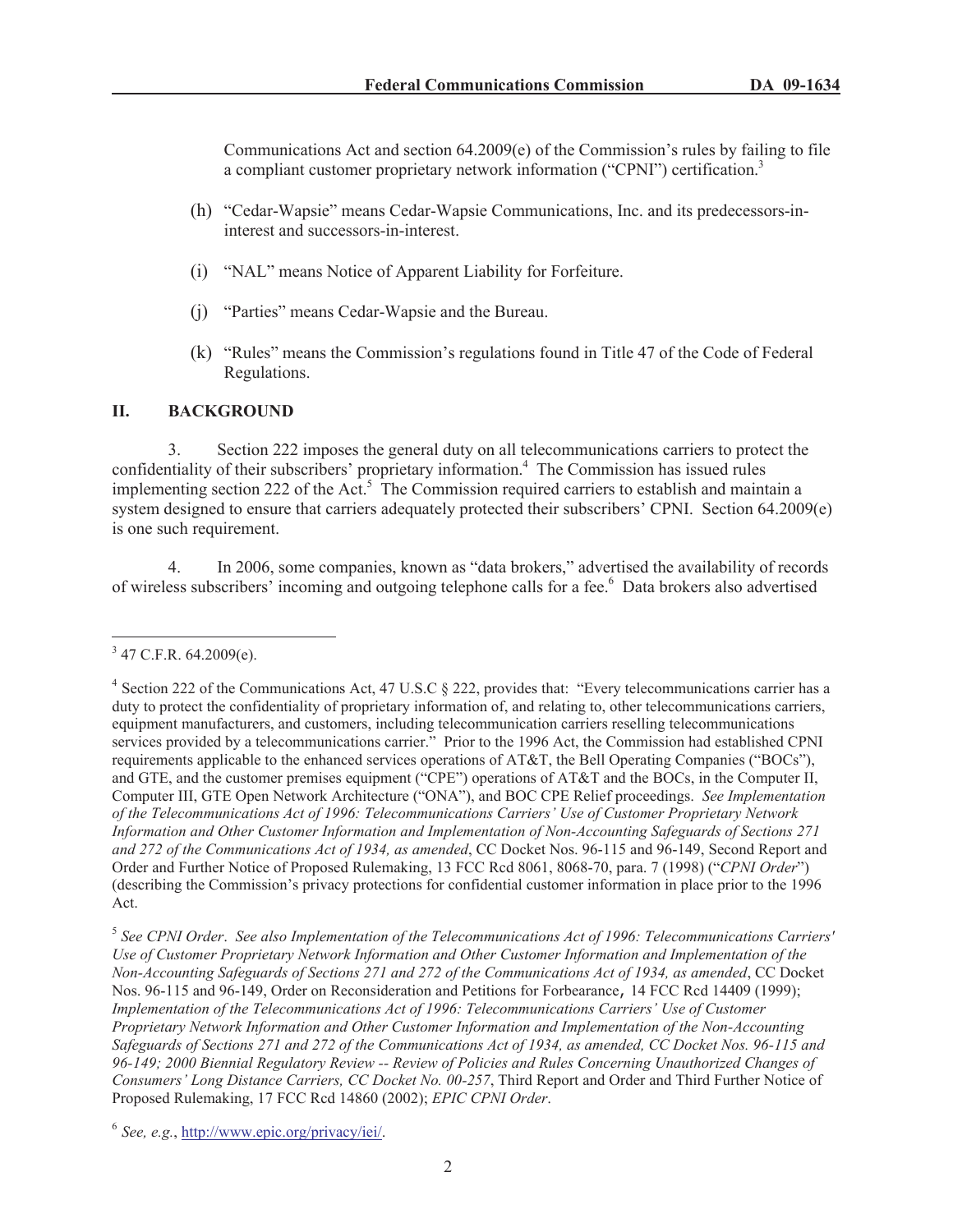Communications Act and section 64.2009(e) of the Commission's rules by failing to file a compliant customer proprietary network information ("CPNI") certification.[3]

(h) "Cedar-Wapsie" means Cedar-Wapsie Communications, Inc. and its predecessors-in-interest and successors-in-interest.

(i) "NAL" means Notice of Apparent Liability for Forfeiture.

(j) "Parties" means Cedar-Wapsie and the Bureau.

(k) "Rules" means the Commission's regulations found in Title 47 of the Code of Federal Regulations.

## II. BACKGROUND

3. Section 222 imposes the general duty on all telecommunications carriers to protect the confidentiality of their subscribers' proprietary information.[4] The Commission has issued rules implementing section 222 of the Act.[5] The Commission required carriers to establish and maintain a system designed to ensure that carriers adequately protected their subscribers' CPNI. Section 64.2009(e) is one such requirement.

4. In 2006, some companies, known as "data brokers," advertised the availability of records of wireless subscribers' incoming and outgoing telephone calls for a fee.[6] Data brokers also advertised

---

[3] 47 C.F.R. 64.2009(e).

[4] Section 222 of the Communications Act, 47 U.S.C § 222, provides that: "Every telecommunications carrier has a duty to protect the confidentiality of proprietary information of, and relating to, other telecommunications carriers, equipment manufacturers, and customers, including telecommunication carriers reselling telecommunications services provided by a telecommunications carrier." Prior to the 1996 Act, the Commission had established CPNI requirements applicable to the enhanced services operations of AT&T, the Bell Operating Companies ("BOCs"), and GTE, and the customer premises equipment ("CPE") operations of AT&T and the BOCs, in the Computer II, Computer III, GTE Open Network Architecture ("ONA"), and BOC CPE Relief proceedings. *See Implementation of the Telecommunications Act of 1996: Telecommunications Carriers' Use of Customer Proprietary Network Information and Other Customer Information and Implementation of Non-Accounting Safeguards of Sections 271 and 272 of the Communications Act of 1934, as amended*, CC Docket Nos. 96-115 and 96-149, Second Report and Order and Further Notice of Proposed Rulemaking, 13 FCC Rcd 8061, 8068-70, para. 7 (1998) ("*CPNI Order*") (describing the Commission's privacy protections for confidential customer information in place prior to the 1996 Act.

[5] *See CPNI Order*. *See also Implementation of the Telecommunications Act of 1996: Telecommunications Carriers' Use of Customer Proprietary Network Information and Other Customer Information and Implementation of the Non-Accounting Safeguards of Sections 271 and 272 of the Communications Act of 1934, as amended*, CC Docket Nos. 96-115 and 96-149, Order on Reconsideration and Petitions for Forbearance, 14 FCC Rcd 14409 (1999); *Implementation of the Telecommunications Act of 1996: Telecommunications Carriers' Use of Customer Proprietary Network Information and Other Customer Information and Implementation of the Non-Accounting Safeguards of Sections 271 and 272 of the Communications Act of 1934, as amended, CC Docket Nos. 96-115 and 96-149; 2000 Biennial Regulatory Review -- Review of Policies and Rules Concerning Unauthorized Changes of Consumers' Long Distance Carriers, CC Docket No. 00-257*, Third Report and Order and Third Further Notice of Proposed Rulemaking, 17 FCC Rcd 14860 (2002); *EPIC CPNI Order*.

[6] *See, e.g.*, http://www.epic.org/privacy/iei/.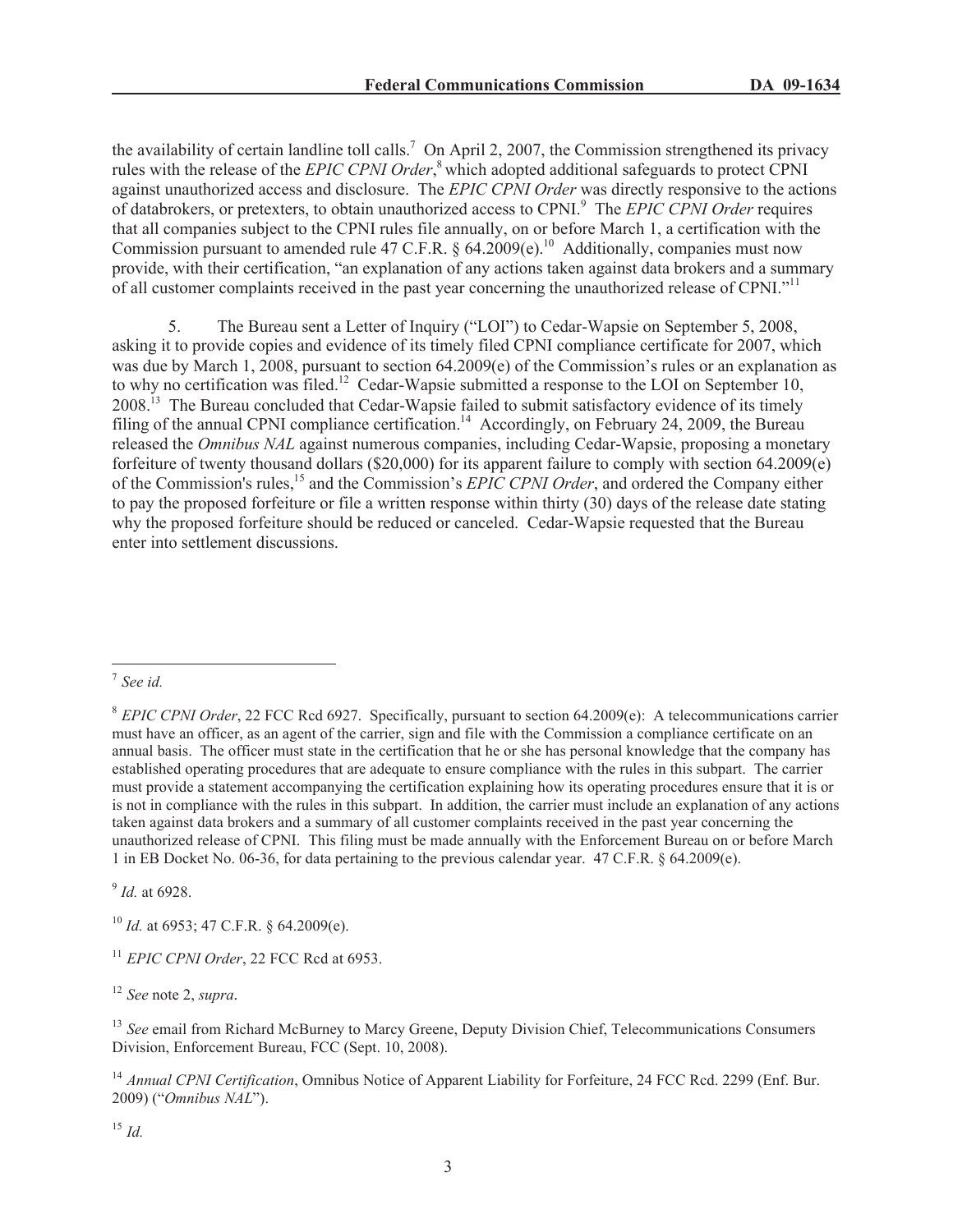the availability of certain landline toll calls.[7] On April 2, 2007, the Commission strengthened its privacy rules with the release of the *EPIC CPNI Order*,[8] which adopted additional safeguards to protect CPNI against unauthorized access and disclosure. The *EPIC CPNI Order* was directly responsive to the actions of databrokers, or pretexters, to obtain unauthorized access to CPNI.[9] The *EPIC CPNI Order* requires that all companies subject to the CPNI rules file annually, on or before March 1, a certification with the Commission pursuant to amended rule 47 C.F.R. § 64.2009(e).[10] Additionally, companies must now provide, with their certification, "an explanation of any actions taken against data brokers and a summary of all customer complaints received in the past year concerning the unauthorized release of CPNI."[11]

5. The Bureau sent a Letter of Inquiry ("LOI") to Cedar-Wapsie on September 5, 2008, asking it to provide copies and evidence of its timely filed CPNI compliance certificate for 2007, which was due by March 1, 2008, pursuant to section 64.2009(e) of the Commission's rules or an explanation as to why no certification was filed.[12] Cedar-Wapsie submitted a response to the LOI on September 10, 2008.[13] The Bureau concluded that Cedar-Wapsie failed to submit satisfactory evidence of its timely filing of the annual CPNI compliance certification.[14] Accordingly, on February 24, 2009, the Bureau released the *Omnibus NAL* against numerous companies, including Cedar-Wapsie, proposing a monetary forfeiture of twenty thousand dollars ($20,000) for its apparent failure to comply with section 64.2009(e) of the Commission's rules,[15] and the Commission's *EPIC CPNI Order*, and ordered the Company either to pay the proposed forfeiture or file a written response within thirty (30) days of the release date stating why the proposed forfeiture should be reduced or canceled. Cedar-Wapsie requested that the Bureau enter into settlement discussions.

---

[7] *See id.*

[8] *EPIC CPNI Order*, 22 FCC Rcd 6927. Specifically, pursuant to section 64.2009(e): A telecommunications carrier must have an officer, as an agent of the carrier, sign and file with the Commission a compliance certificate on an annual basis. The officer must state in the certification that he or she has personal knowledge that the company has established operating procedures that are adequate to ensure compliance with the rules in this subpart. The carrier must provide a statement accompanying the certification explaining how its operating procedures ensure that it is or is not in compliance with the rules in this subpart. In addition, the carrier must include an explanation of any actions taken against data brokers and a summary of all customer complaints received in the past year concerning the unauthorized release of CPNI. This filing must be made annually with the Enforcement Bureau on or before March 1 in EB Docket No. 06-36, for data pertaining to the previous calendar year. 47 C.F.R. § 64.2009(e).

[9] *Id.* at 6928.

[10] *Id.* at 6953; 47 C.F.R. § 64.2009(e).

[11] *EPIC CPNI Order*, 22 FCC Rcd at 6953.

[12] *See* note 2, *supra*.

[13] *See* email from Richard McBurney to Marcy Greene, Deputy Division Chief, Telecommunications Consumers Division, Enforcement Bureau, FCC (Sept. 10, 2008).

[14] *Annual CPNI Certification*, Omnibus Notice of Apparent Liability for Forfeiture, 24 FCC Rcd. 2299 (Enf. Bur. 2009) ("*Omnibus NAL*").

[15] *Id.*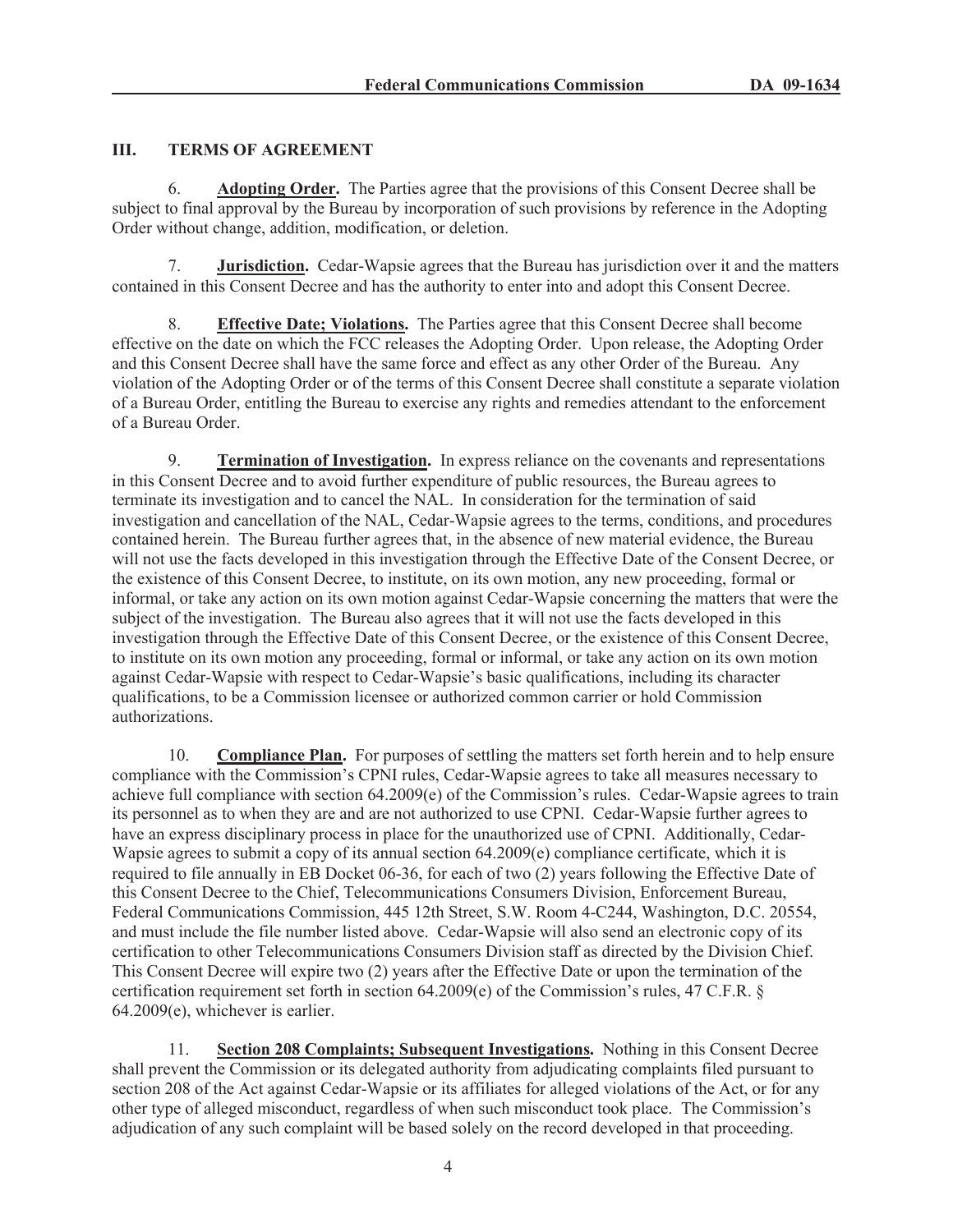## III. TERMS OF AGREEMENT

6. **Adopting Order.** The Parties agree that the provisions of this Consent Decree shall be subject to final approval by the Bureau by incorporation of such provisions by reference in the Adopting Order without change, addition, modification, or deletion.

7. **Jurisdiction.** Cedar-Wapsie agrees that the Bureau has jurisdiction over it and the matters contained in this Consent Decree and has the authority to enter into and adopt this Consent Decree.

8. **Effective Date; Violations.** The Parties agree that this Consent Decree shall become effective on the date on which the FCC releases the Adopting Order. Upon release, the Adopting Order and this Consent Decree shall have the same force and effect as any other Order of the Bureau. Any violation of the Adopting Order or of the terms of this Consent Decree shall constitute a separate violation of a Bureau Order, entitling the Bureau to exercise any rights and remedies attendant to the enforcement of a Bureau Order.

9. **Termination of Investigation.** In express reliance on the covenants and representations in this Consent Decree and to avoid further expenditure of public resources, the Bureau agrees to terminate its investigation and to cancel the NAL. In consideration for the termination of said investigation and cancellation of the NAL, Cedar-Wapsie agrees to the terms, conditions, and procedures contained herein. The Bureau further agrees that, in the absence of new material evidence, the Bureau will not use the facts developed in this investigation through the Effective Date of the Consent Decree, or the existence of this Consent Decree, to institute, on its own motion, any new proceeding, formal or informal, or take any action on its own motion against Cedar-Wapsie concerning the matters that were the subject of the investigation. The Bureau also agrees that it will not use the facts developed in this investigation through the Effective Date of this Consent Decree, or the existence of this Consent Decree, to institute on its own motion any proceeding, formal or informal, or take any action on its own motion against Cedar-Wapsie with respect to Cedar-Wapsie's basic qualifications, including its character qualifications, to be a Commission licensee or authorized common carrier or hold Commission authorizations.

10. **Compliance Plan.** For purposes of settling the matters set forth herein and to help ensure compliance with the Commission's CPNI rules, Cedar-Wapsie agrees to take all measures necessary to achieve full compliance with section 64.2009(e) of the Commission's rules. Cedar-Wapsie agrees to train its personnel as to when they are and are not authorized to use CPNI. Cedar-Wapsie further agrees to have an express disciplinary process in place for the unauthorized use of CPNI. Additionally, Cedar-Wapsie agrees to submit a copy of its annual section 64.2009(e) compliance certificate, which it is required to file annually in EB Docket 06-36, for each of two (2) years following the Effective Date of this Consent Decree to the Chief, Telecommunications Consumers Division, Enforcement Bureau, Federal Communications Commission, 445 12th Street, S.W. Room 4-C244, Washington, D.C. 20554, and must include the file number listed above. Cedar-Wapsie will also send an electronic copy of its certification to other Telecommunications Consumers Division staff as directed by the Division Chief. This Consent Decree will expire two (2) years after the Effective Date or upon the termination of the certification requirement set forth in section 64.2009(e) of the Commission's rules, 47 C.F.R. § 64.2009(e), whichever is earlier.

11. **Section 208 Complaints; Subsequent Investigations.** Nothing in this Consent Decree shall prevent the Commission or its delegated authority from adjudicating complaints filed pursuant to section 208 of the Act against Cedar-Wapsie or its affiliates for alleged violations of the Act, or for any other type of alleged misconduct, regardless of when such misconduct took place. The Commission's adjudication of any such complaint will be based solely on the record developed in that proceeding.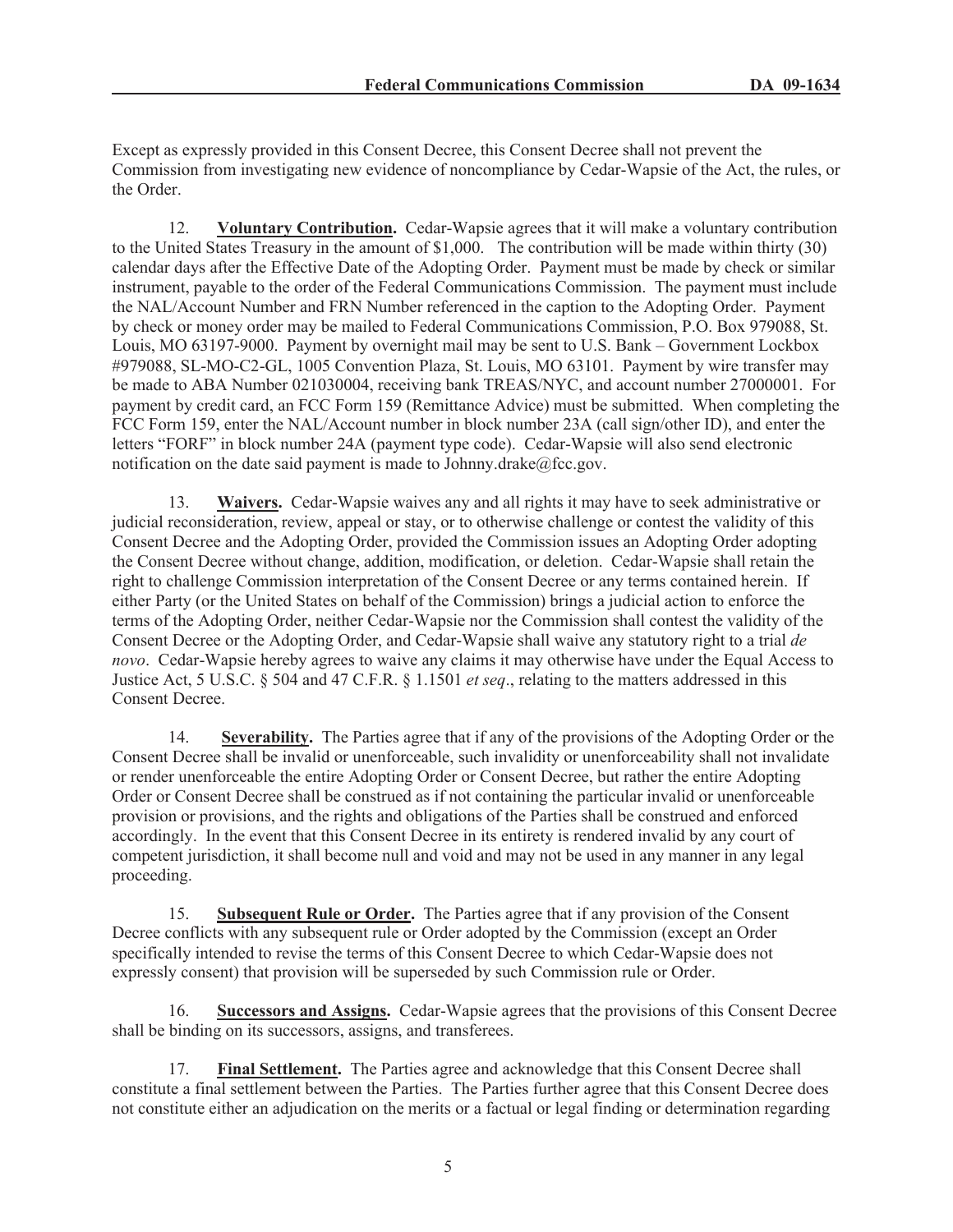Except as expressly provided in this Consent Decree, this Consent Decree shall not prevent the Commission from investigating new evidence of noncompliance by Cedar-Wapsie of the Act, the rules, or the Order.

12. **Voluntary Contribution.** Cedar-Wapsie agrees that it will make a voluntary contribution to the United States Treasury in the amount of $1,000. The contribution will be made within thirty (30) calendar days after the Effective Date of the Adopting Order. Payment must be made by check or similar instrument, payable to the order of the Federal Communications Commission. The payment must include the NAL/Account Number and FRN Number referenced in the caption to the Adopting Order. Payment by check or money order may be mailed to Federal Communications Commission, P.O. Box 979088, St. Louis, MO 63197-9000. Payment by overnight mail may be sent to U.S. Bank – Government Lockbox #979088, SL-MO-C2-GL, 1005 Convention Plaza, St. Louis, MO 63101. Payment by wire transfer may be made to ABA Number 021030004, receiving bank TREAS/NYC, and account number 27000001. For payment by credit card, an FCC Form 159 (Remittance Advice) must be submitted. When completing the FCC Form 159, enter the NAL/Account number in block number 23A (call sign/other ID), and enter the letters "FORF" in block number 24A (payment type code). Cedar-Wapsie will also send electronic notification on the date said payment is made to Johnny.drake@fcc.gov.

13. **Waivers.** Cedar-Wapsie waives any and all rights it may have to seek administrative or judicial reconsideration, review, appeal or stay, or to otherwise challenge or contest the validity of this Consent Decree and the Adopting Order, provided the Commission issues an Adopting Order adopting the Consent Decree without change, addition, modification, or deletion. Cedar-Wapsie shall retain the right to challenge Commission interpretation of the Consent Decree or any terms contained herein. If either Party (or the United States on behalf of the Commission) brings a judicial action to enforce the terms of the Adopting Order, neither Cedar-Wapsie nor the Commission shall contest the validity of the Consent Decree or the Adopting Order, and Cedar-Wapsie shall waive any statutory right to a trial *de novo*. Cedar-Wapsie hereby agrees to waive any claims it may otherwise have under the Equal Access to Justice Act, 5 U.S.C. § 504 and 47 C.F.R. § 1.1501 *et seq*., relating to the matters addressed in this Consent Decree.

14. **Severability.** The Parties agree that if any of the provisions of the Adopting Order or the Consent Decree shall be invalid or unenforceable, such invalidity or unenforceability shall not invalidate or render unenforceable the entire Adopting Order or Consent Decree, but rather the entire Adopting Order or Consent Decree shall be construed as if not containing the particular invalid or unenforceable provision or provisions, and the rights and obligations of the Parties shall be construed and enforced accordingly. In the event that this Consent Decree in its entirety is rendered invalid by any court of competent jurisdiction, it shall become null and void and may not be used in any manner in any legal proceeding.

15. **Subsequent Rule or Order.** The Parties agree that if any provision of the Consent Decree conflicts with any subsequent rule or Order adopted by the Commission (except an Order specifically intended to revise the terms of this Consent Decree to which Cedar-Wapsie does not expressly consent) that provision will be superseded by such Commission rule or Order.

16. **Successors and Assigns.** Cedar-Wapsie agrees that the provisions of this Consent Decree shall be binding on its successors, assigns, and transferees.

17. **Final Settlement.** The Parties agree and acknowledge that this Consent Decree shall constitute a final settlement between the Parties. The Parties further agree that this Consent Decree does not constitute either an adjudication on the merits or a factual or legal finding or determination regarding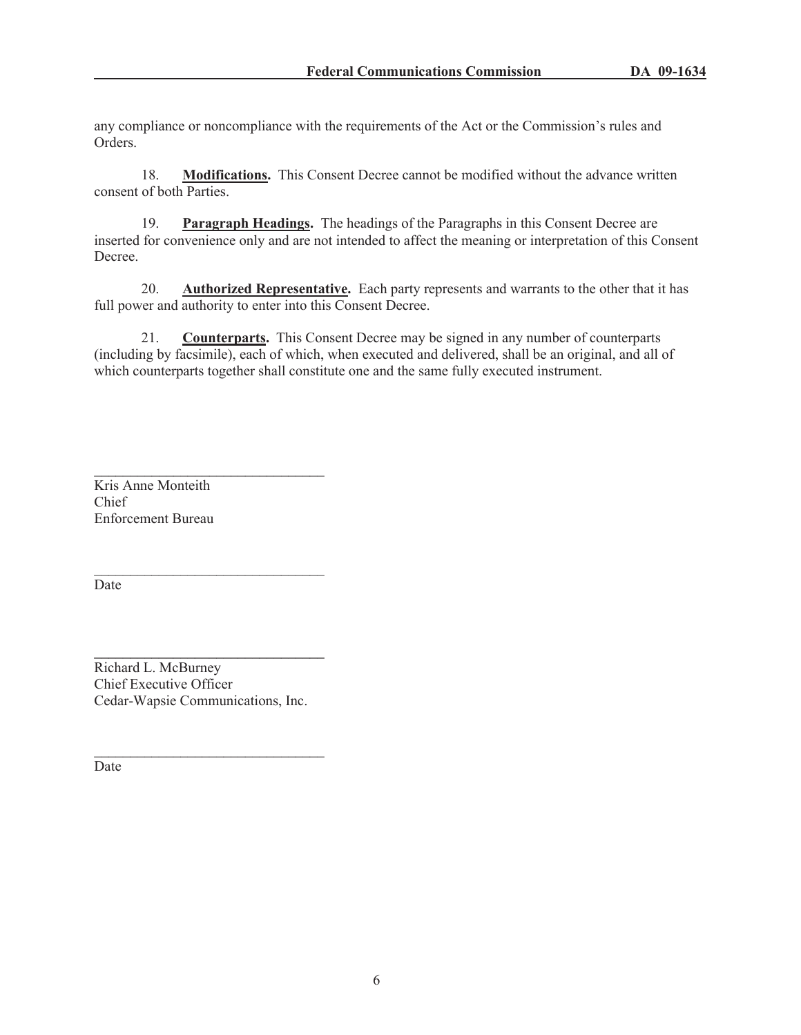any compliance or noncompliance with the requirements of the Act or the Commission's rules and Orders.

18. **Modifications.** This Consent Decree cannot be modified without the advance written consent of both Parties.

19. **Paragraph Headings.** The headings of the Paragraphs in this Consent Decree are inserted for convenience only and are not intended to affect the meaning or interpretation of this Consent Decree.

20. **Authorized Representative.** Each party represents and warrants to the other that it has full power and authority to enter into this Consent Decree.

21. **Counterparts.** This Consent Decree may be signed in any number of counterparts (including by facsimile), each of which, when executed and delivered, shall be an original, and all of which counterparts together shall constitute one and the same fully executed instrument.

\_\_\_\_\_\_\_\_\_\_\_\_\_\_\_\_\_\_\_\_\_\_\_\_\_\_\_\_\_\_\_\_

Kris Anne Monteith
Chief
Enforcement Bureau

\_\_\_\_\_\_\_\_\_\_\_\_\_\_\_\_\_\_\_\_\_\_\_\_\_\_\_\_\_\_\_\_

Date

\_\_\_\_\_\_\_\_\_\_\_\_\_\_\_\_\_\_\_\_\_\_\_\_\_\_\_\_\_\_\_\_

Richard L. McBurney
Chief Executive Officer
Cedar-Wapsie Communications, Inc.

\_\_\_\_\_\_\_\_\_\_\_\_\_\_\_\_\_\_\_\_\_\_\_\_\_\_\_\_\_\_\_\_

Date